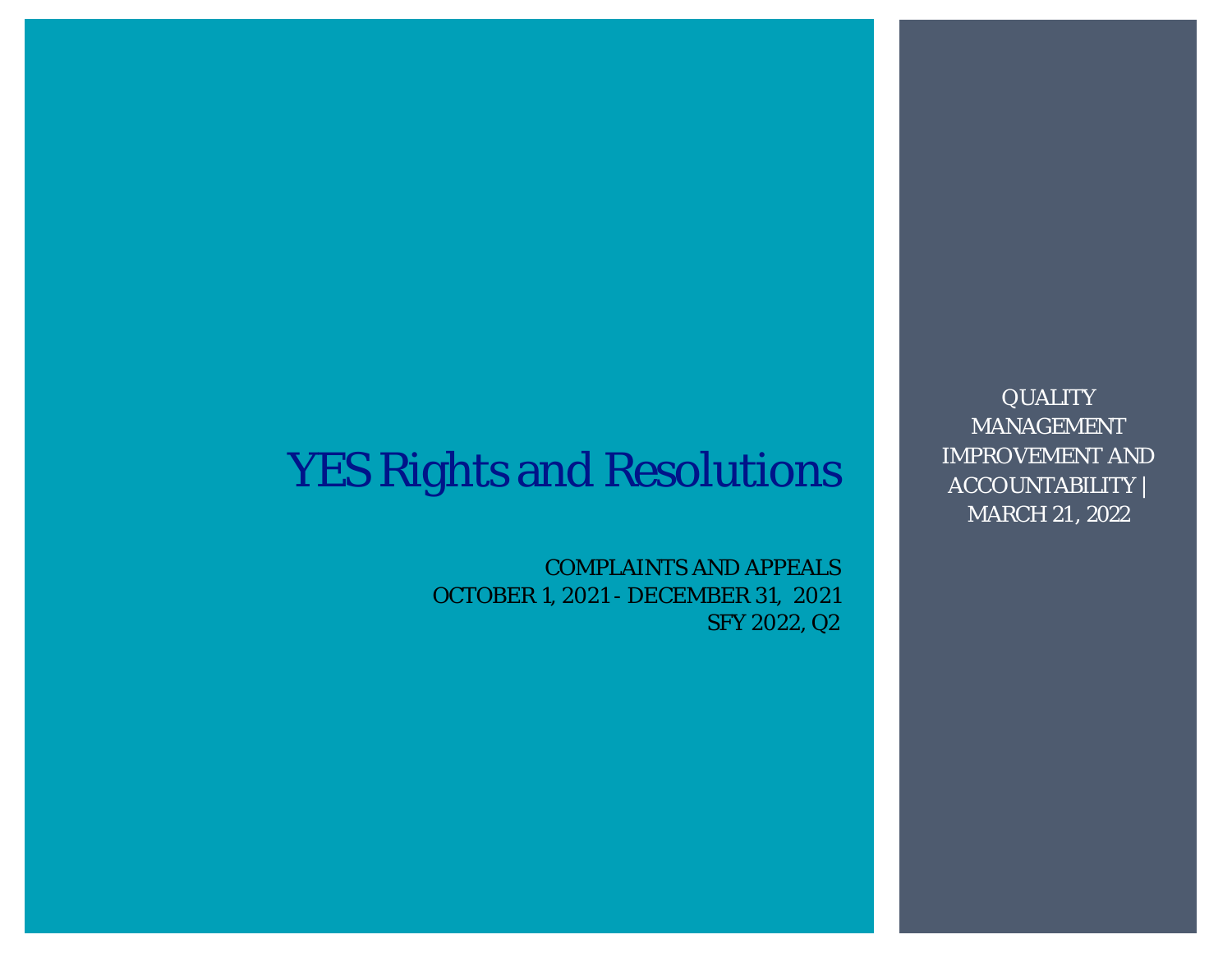# YES Rights and Resolutions

COMPLAINTS AND APPEALS
OCTOBER 1, 2021 - DECEMBER 31, 2021
SFY 2022, Q2

QUALITY MANAGEMENT IMPROVEMENT AND ACCOUNTABILITY | MARCH 21, 2022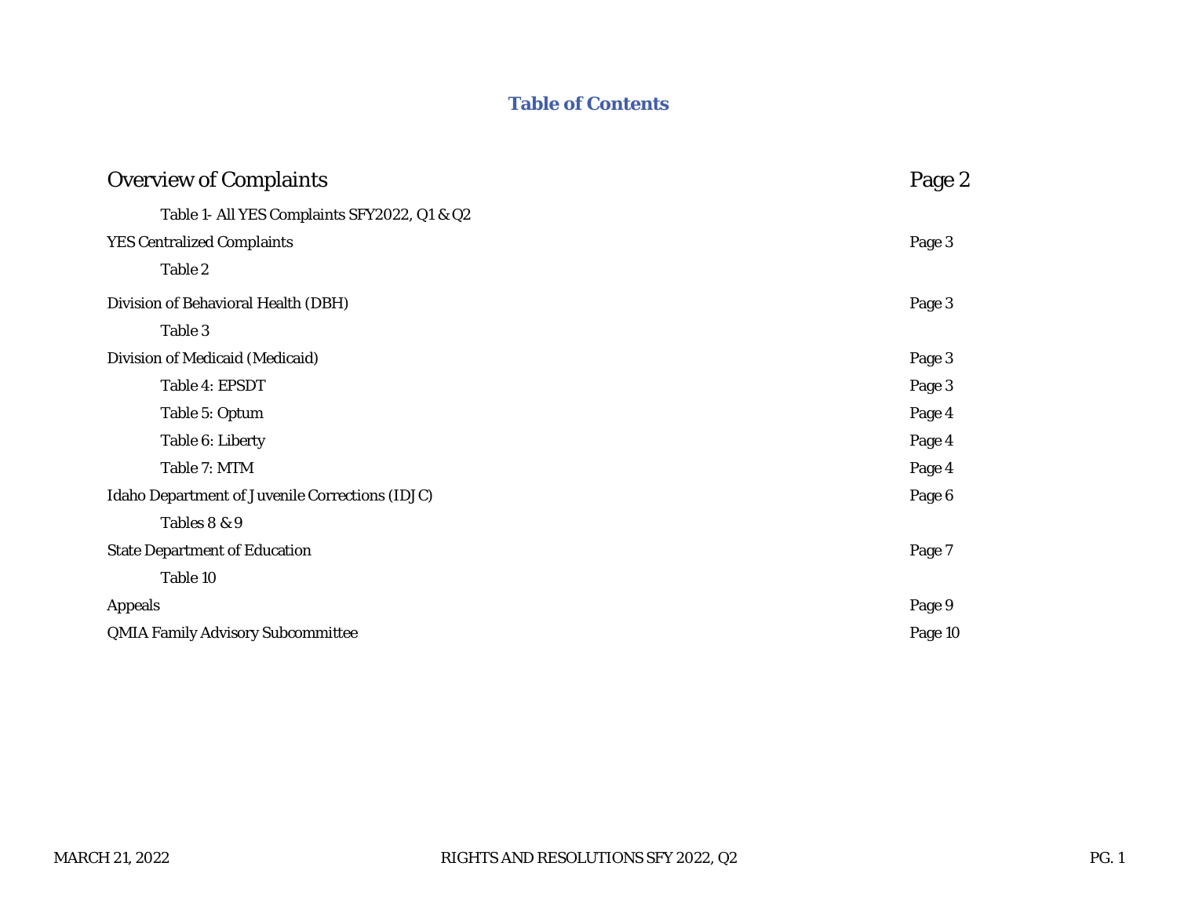# Table of Contents

| | |
|---|---|
| Overview of Complaints | Page 2 |
| Table 1- All YES Complaints SFY2022, Q1 & Q2 | |
| YES Centralized Complaints | Page 3 |
| Table 2 | |
| Division of Behavioral Health (DBH) | Page 3 |
| Table 3 | |
| Division of Medicaid (Medicaid) | Page 3 |
| Table 4: EPSDT | Page 3 |
| Table 5: Optum | Page 4 |
| Table 6: Liberty | Page 4 |
| Table 7: MTM | Page 4 |
| Idaho Department of Juvenile Corrections (IDJC) | Page 6 |
| Tables 8 & 9 | |
| State Department of Education | Page 7 |
| Table 10 | |
| Appeals | Page 9 |
| QMIA Family Advisory Subcommittee | Page 10 |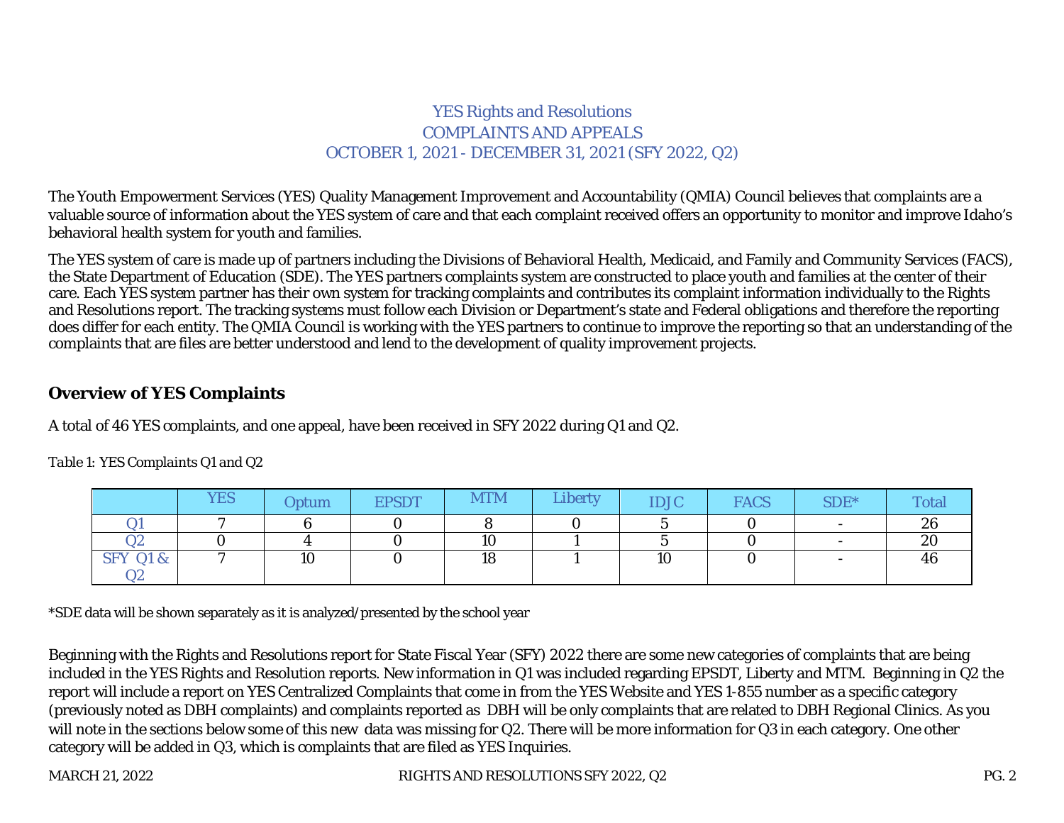# YES Rights and Resolutions
# COMPLAINTS AND APPEALS
# OCTOBER 1, 2021 - DECEMBER 31, 2021 (SFY 2022, Q2)

The Youth Empowerment Services (YES) Quality Management Improvement and Accountability (QMIA) Council believes that complaints are a valuable source of information about the YES system of care and that each complaint received offers an opportunity to monitor and improve Idaho's behavioral health system for youth and families.

The YES system of care is made up of partners including the Divisions of Behavioral Health, Medicaid, and Family and Community Services (FACS), the State Department of Education (SDE). The YES partners complaints system are constructed to place youth and families at the center of their care. Each YES system partner has their own system for tracking complaints and contributes its complaint information individually to the Rights and Resolutions report. The tracking systems must follow each Division or Department's state and Federal obligations and therefore the reporting does differ for each entity. The QMIA Council is working with the YES partners to continue to improve the reporting so that an understanding of the complaints that are files are better understood and lend to the development of quality improvement projects.

## Overview of YES Complaints

A total of 46 YES complaints, and one appeal, have been received in SFY 2022 during Q1 and Q2.

*Table 1: YES Complaints Q1 and Q2*

| | YES | Optum | EPSDT | MTM | Liberty | IDJC | FACS | SDE* | Total |
|---|---|---|---|---|---|---|---|---|---|
| Q1 | 7 | 6 | 0 | 8 | 0 | 5 | 0 | - | 26 |
| Q2 | 0 | 4 | 0 | 10 | 1 | 5 | 0 | - | 20 |
| SFY Q1 & Q2 | 7 | 10 | 0 | 18 | 1 | 10 | 0 | - | 46 |

*SDE data will be shown separately as it is analyzed/presented by the school year

Beginning with the Rights and Resolutions report for State Fiscal Year (SFY) 2022 there are some new categories of complaints that are being included in the YES Rights and Resolution reports. New information in Q1 was included regarding EPSDT, Liberty and MTM. Beginning in Q2 the report will include a report on YES Centralized Complaints that come in from the YES Website and YES 1-855 number as a specific category (previously noted as DBH complaints) and complaints reported as DBH will be only complaints that are related to DBH Regional Clinics. As you will note in the sections below some of this new data was missing for Q2. There will be more information for Q3 in each category. One other category will be added in Q3, which is complaints that are filed as YES Inquiries.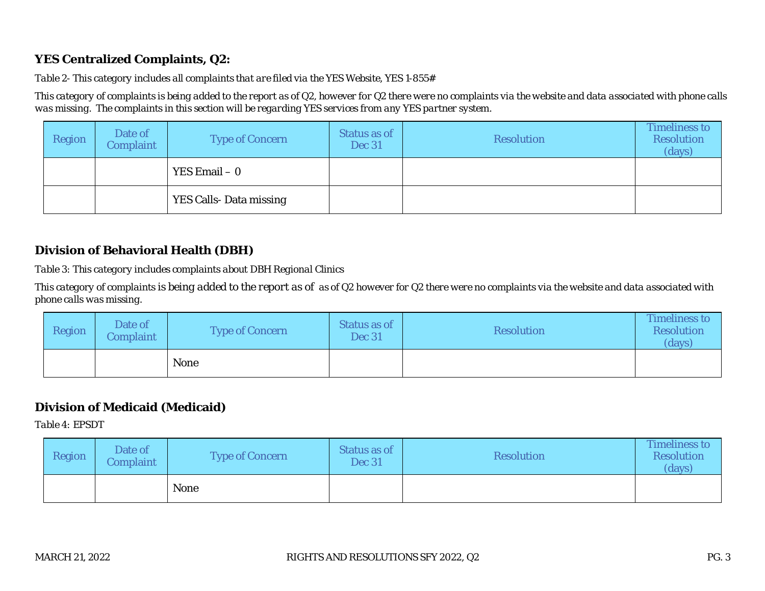## YES Centralized Complaints, Q2:

*Table 2- This category includes all complaints that are filed via the YES Website, YES 1-855#*

*This category of complaints is being added to the report as of Q2, however for Q2 there were no complaints via the website and data associated with phone calls was missing. The complaints in this section will be regarding YES services from any YES partner system.*

| Region | Date of Complaint | Type of Concern | Status as of Dec 31 | Resolution | Timeliness to Resolution (days) |
|---|---|---|---|---|---|
| | | YES Email – 0 | | | |
| | | YES Calls- Data missing | | | |

## Division of Behavioral Health (DBH)

*Table 3: This category includes complaints about DBH Regional Clinics*

*This category of complaints is being added to the report as of as of Q2 however for Q2 there were no complaints via the website and data associated with phone calls was missing.*

| Region | Date of Complaint | Type of Concern | Status as of Dec 31 | Resolution | Timeliness to Resolution (days) |
|---|---|---|---|---|---|
| | | None | | | |

## Division of Medicaid (Medicaid)

*Table 4: EPSDT*

| Region | Date of Complaint | Type of Concern | Status as of Dec 31 | Resolution | Timeliness to Resolution (days) |
|---|---|---|---|---|---|
| | | None | | | |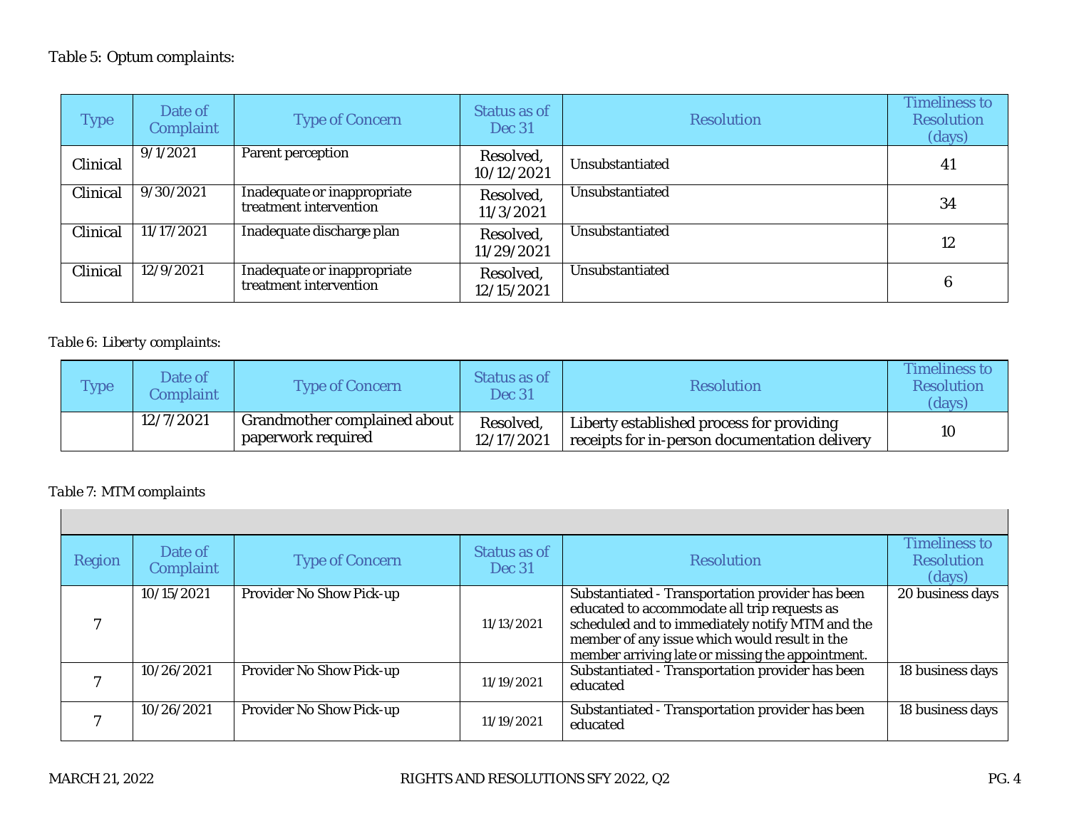Table 5: Optum complaints:

| Type | Date of Complaint | Type of Concern | Status as of Dec 31 | Resolution | Timeliness to Resolution (days) |
|---|---|---|---|---|---|
| Clinical | 9/1/2021 | Parent perception | Resolved, 10/12/2021 | Unsubstantiated | 41 |
| Clinical | 9/30/2021 | Inadequate or inappropriate treatment intervention | Resolved, 11/3/2021 | Unsubstantiated | 34 |
| Clinical | 11/17/2021 | Inadequate discharge plan | Resolved, 11/29/2021 | Unsubstantiated | 12 |
| Clinical | 12/9/2021 | Inadequate or inappropriate treatment intervention | Resolved, 12/15/2021 | Unsubstantiated | 6 |

Table 6: Liberty complaints:

| Type | Date of Complaint | Type of Concern | Status as of Dec 31 | Resolution | Timeliness to Resolution (days) |
|---|---|---|---|---|---|
| | 12/7/2021 | Grandmother complained about paperwork required | Resolved, 12/17/2021 | Liberty established process for providing receipts for in-person documentation delivery | 10 |

Table 7: MTM complaints

| Region | Date of Complaint | Type of Concern | Status as of Dec 31 | Resolution | Timeliness to Resolution (days) |
|---|---|---|---|---|---|
| 7 | 10/15/2021 | Provider No Show Pick-up | 11/13/2021 | Substantiated - Transportation provider has been educated to accommodate all trip requests as scheduled and to immediately notify MTM and the member of any issue which would result in the member arriving late or missing the appointment. | 20 business days |
| 7 | 10/26/2021 | Provider No Show Pick-up | 11/19/2021 | Substantiated - Transportation provider has been educated | 18 business days |
| 7 | 10/26/2021 | Provider No Show Pick-up | 11/19/2021 | Substantiated - Transportation provider has been educated | 18 business days |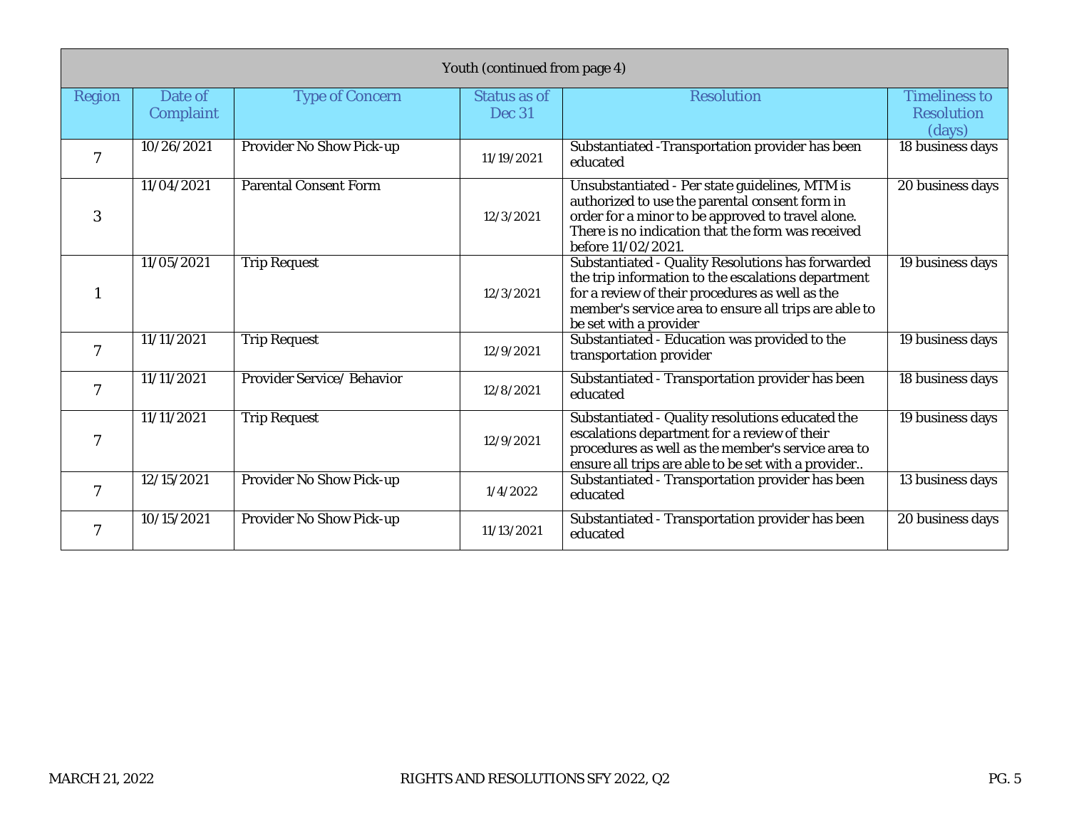| Youth (continued from page 4) | | | | | |
|---|---|---|---|---|---|
| Region | Date of Complaint | Type of Concern | Status as of Dec 31 | Resolution | Timeliness to Resolution (days) |
| 7 | 10/26/2021 | Provider No Show Pick-up | 11/19/2021 | Substantiated -Transportation provider has been educated | 18 business days |
| 3 | 11/04/2021 | Parental Consent Form | 12/3/2021 | Unsubstantiated - Per state guidelines, MTM is authorized to use the parental consent form in order for a minor to be approved to travel alone. There is no indication that the form was received before 11/02/2021. | 20 business days |
| 1 | 11/05/2021 | Trip Request | 12/3/2021 | Substantiated - Quality Resolutions has forwarded the trip information to the escalations department for a review of their procedures as well as the member's service area to ensure all trips are able to be set with a provider | 19 business days |
| 7 | 11/11/2021 | Trip Request | 12/9/2021 | Substantiated - Education was provided to the transportation provider | 19 business days |
| 7 | 11/11/2021 | Provider Service/ Behavior | 12/8/2021 | Substantiated - Transportation provider has been educated | 18 business days |
| 7 | 11/11/2021 | Trip Request | 12/9/2021 | Substantiated - Quality resolutions educated the escalations department for a review of their procedures as well as the member's service area to ensure all trips are able to be set with a provider.. | 19 business days |
| 7 | 12/15/2021 | Provider No Show Pick-up | 1/4/2022 | Substantiated - Transportation provider has been educated | 13 business days |
| 7 | 10/15/2021 | Provider No Show Pick-up | 11/13/2021 | Substantiated - Transportation provider has been educated | 20 business days |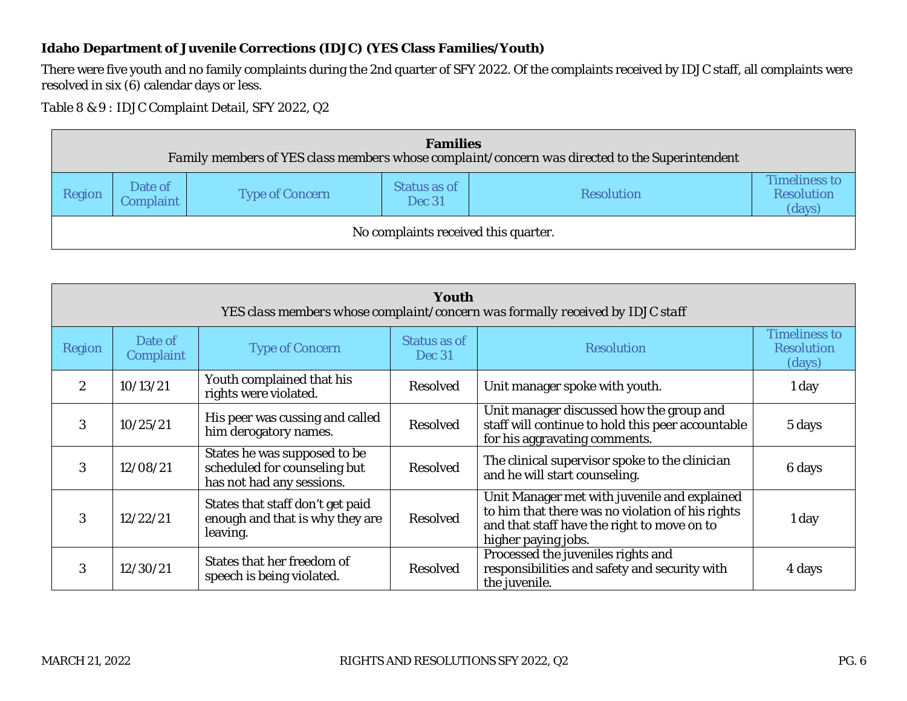### Idaho Department of Juvenile Corrections (IDJC) (YES Class Families/Youth)

There were five youth and no family complaints during the 2nd quarter of SFY 2022. Of the complaints received by IDJC staff, all complaints were resolved in six (6) calendar days or less.

Table 8 & 9 : IDJC Complaint Detail, SFY 2022, Q2

| **Families**<br>Family members of YES class members whose complaint/concern was directed to the Superintendent | | | | | |
|---|---|---|---|---|---|
| Region | Date of Complaint | Type of Concern | Status as of Dec 31 | Resolution | Timeliness to Resolution (days) |
| No complaints received this quarter. | | | | | |

| **Youth**<br>YES class members whose complaint/concern was formally received by IDJC staff | | | | | |
|---|---|---|---|---|---|
| Region | Date of Complaint | Type of Concern | Status as of Dec 31 | Resolution | Timeliness to Resolution (days) |
| 2 | 10/13/21 | Youth complained that his rights were violated. | Resolved | Unit manager spoke with youth. | 1 day |
| 3 | 10/25/21 | His peer was cussing and called him derogatory names. | Resolved | Unit manager discussed how the group and staff will continue to hold this peer accountable for his aggravating comments. | 5 days |
| 3 | 12/08/21 | States he was supposed to be scheduled for counseling but has not had any sessions. | Resolved | The clinical supervisor spoke to the clinician and he will start counseling. | 6 days |
| 3 | 12/22/21 | States that staff don't get paid enough and that is why they are leaving. | Resolved | Unit Manager met with juvenile and explained to him that there was no violation of his rights and that staff have the right to move on to higher paying jobs. | 1 day |
| 3 | 12/30/21 | States that her freedom of speech is being violated. | Resolved | Processed the juveniles rights and responsibilities and safety and security with the juvenile. | 4 days |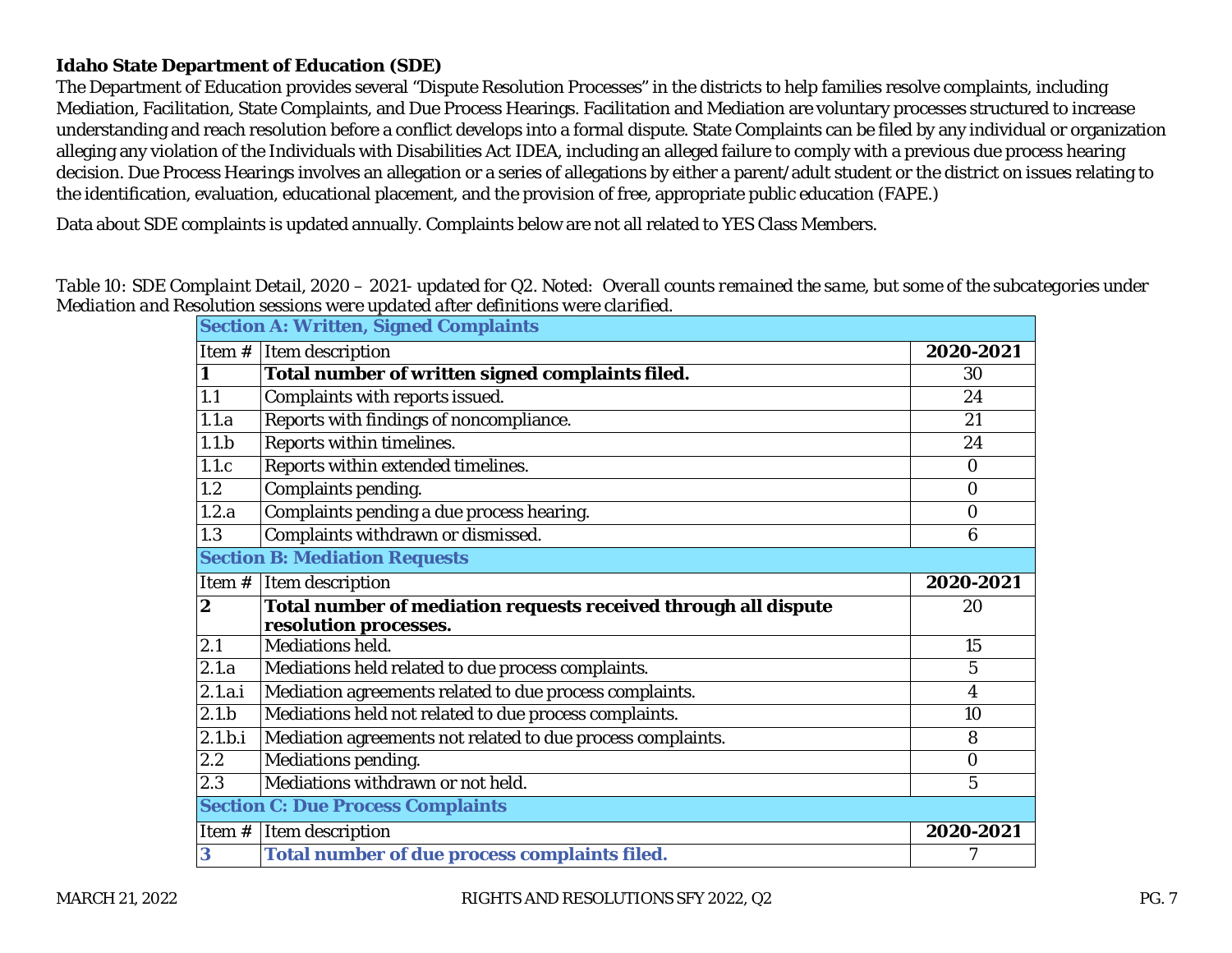**Idaho State Department of Education (SDE)**

The Department of Education provides several "Dispute Resolution Processes" in the districts to help families resolve complaints, including Mediation, Facilitation, State Complaints, and Due Process Hearings. Facilitation and Mediation are voluntary processes structured to increase understanding and reach resolution before a conflict develops into a formal dispute. State Complaints can be filed by any individual or organization alleging any violation of the Individuals with Disabilities Act IDEA, including an alleged failure to comply with a previous due process hearing decision. Due Process Hearings involves an allegation or a series of allegations by either a parent/adult student or the district on issues relating to the identification, evaluation, educational placement, and the provision of free, appropriate public education (FAPE.)

Data about SDE complaints is updated annually. Complaints below are not all related to YES Class Members.

*Table 10: SDE Complaint Detail, 2020 – 2021- updated for Q2. Noted: Overall counts remained the same, but some of the subcategories under Mediation and Resolution sessions were updated after definitions were clarified.*

| **Section A: Written, Signed Complaints** | | |
|---|---|---|
| Item # | Item description | **2020-2021** |
| **1** | **Total number of written signed complaints filed.** | 30 |
| 1.1 | Complaints with reports issued. | 24 |
| 1.1.a | Reports with findings of noncompliance. | 21 |
| 1.1.b | Reports within timelines. | 24 |
| 1.1.c | Reports within extended timelines. | 0 |
| 1.2 | Complaints pending. | 0 |
| 1.2.a | Complaints pending a due process hearing. | 0 |
| 1.3 | Complaints withdrawn or dismissed. | 6 |
| **Section B: Mediation Requests** | | |
| Item # | Item description | **2020-2021** |
| **2** | **Total number of mediation requests received through all dispute resolution processes.** | 20 |
| 2.1 | Mediations held. | 15 |
| 2.1.a | Mediations held related to due process complaints. | 5 |
| 2.1.a.i | Mediation agreements related to due process complaints. | 4 |
| 2.1.b | Mediations held not related to due process complaints. | 10 |
| 2.1.b.i | Mediation agreements not related to due process complaints. | 8 |
| 2.2 | Mediations pending. | 0 |
| 2.3 | Mediations withdrawn or not held. | 5 |
| **Section C: Due Process Complaints** | | |
| Item # | Item description | **2020-2021** |
| **3** | **Total number of due process complaints filed.** | 7 |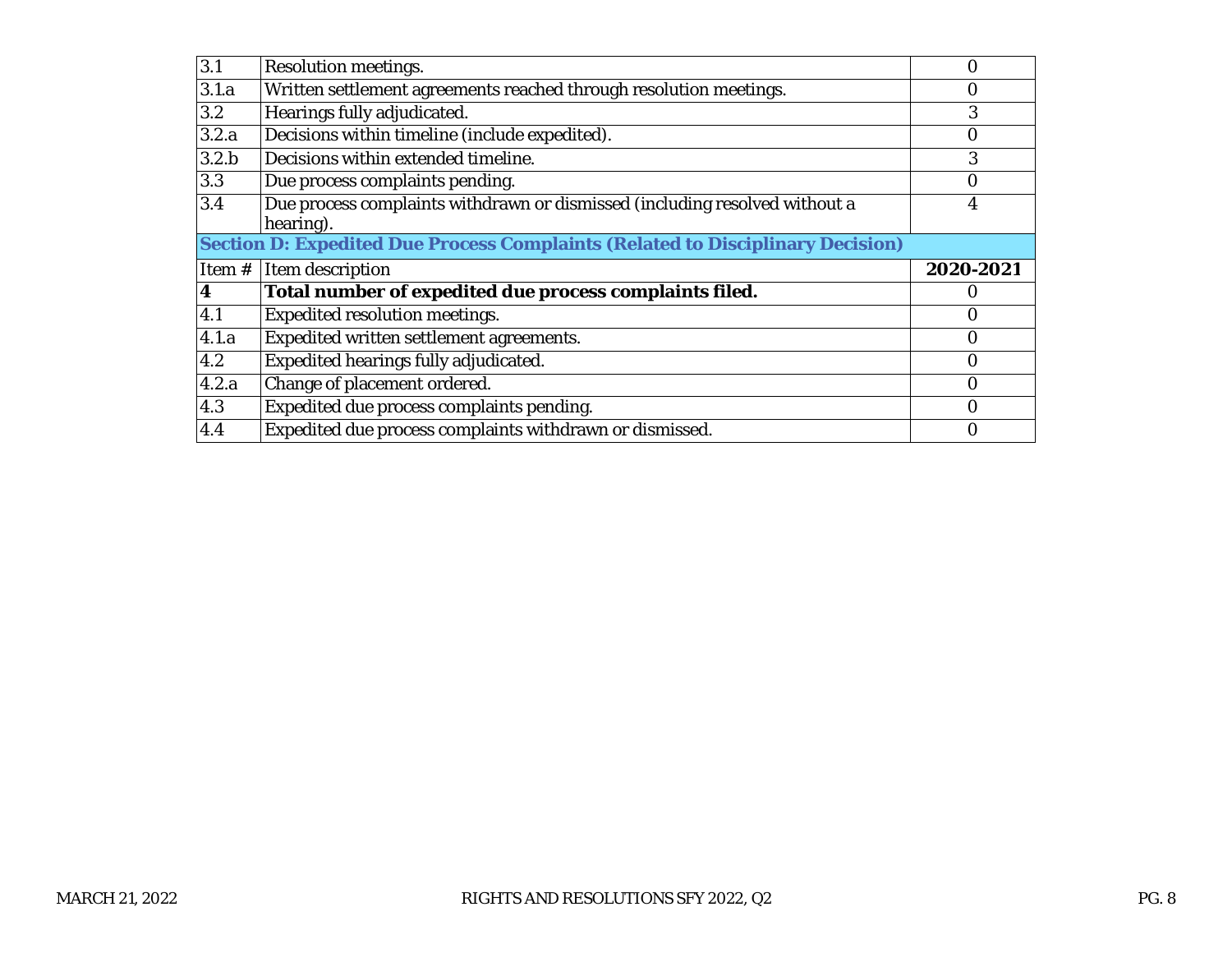| | | |
|---|---|---|
| 3.1 | Resolution meetings. | 0 |
| 3.1.a | Written settlement agreements reached through resolution meetings. | 0 |
| 3.2 | Hearings fully adjudicated. | 3 |
| 3.2.a | Decisions within timeline (include expedited). | 0 |
| 3.2.b | Decisions within extended timeline. | 3 |
| 3.3 | Due process complaints pending. | 0 |
| 3.4 | Due process complaints withdrawn or dismissed (including resolved without a hearing). | 4 |

**Section D: Expedited Due Process Complaints (Related to Disciplinary Decision)**

| Item # | Item description | **2020-2021** |
|---|---|---|
| **4** | **Total number of expedited due process complaints filed.** | 0 |
| 4.1 | Expedited resolution meetings. | 0 |
| 4.1.a | Expedited written settlement agreements. | 0 |
| 4.2 | Expedited hearings fully adjudicated. | 0 |
| 4.2.a | Change of placement ordered. | 0 |
| 4.3 | Expedited due process complaints pending. | 0 |
| 4.4 | Expedited due process complaints withdrawn or dismissed. | 0 |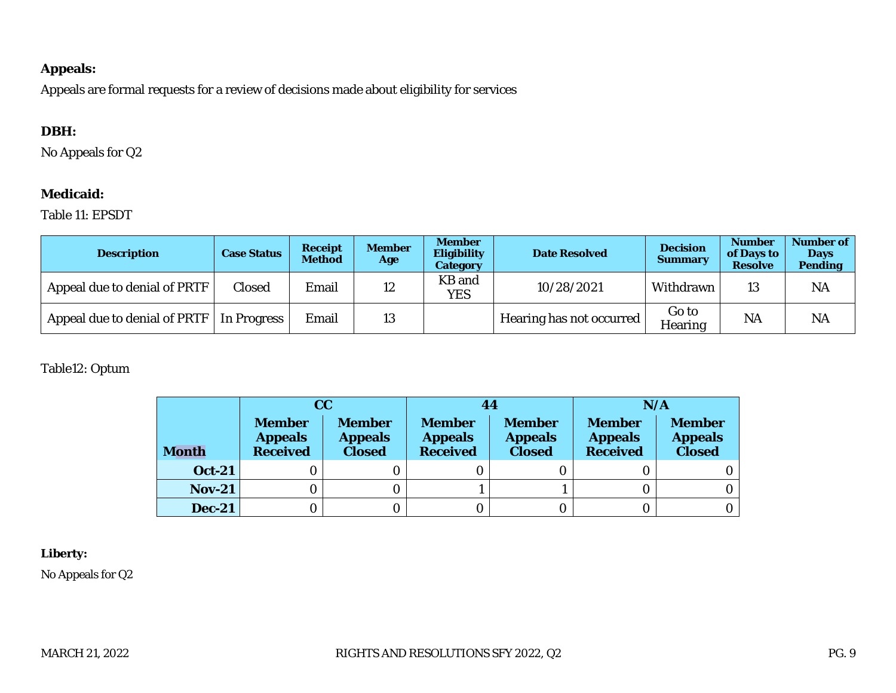**Appeals:**

Appeals are formal requests for a review of decisions made about eligibility for services

**DBH:**

No Appeals for Q2

**Medicaid:**

Table 11: EPSDT

| Description | Case Status | Receipt Method | Member Age | Member Eligibility Category | Date Resolved | Decision Summary | Number of Days to Resolve | Number of Days Pending |
|---|---|---|---|---|---|---|---|---|
| Appeal due to denial of PRTF | Closed | Email | 12 | KB and YES | 10/28/2021 | Withdrawn | 13 | NA |
| Appeal due to denial of PRTF | In Progress | Email | 13 | | Hearing has not occurred | Go to Hearing | NA | NA |

Table12: Optum

| | CC | | 44 | | N/A | |
|---|---|---|---|---|---|---|
| **Month** | **Member Appeals Received** | **Member Appeals Closed** | **Member Appeals Received** | **Member Appeals Closed** | **Member Appeals Received** | **Member Appeals Closed** |
| **Oct-21** | 0 | 0 | 0 | 0 | 0 | 0 |
| **Nov-21** | 0 | 0 | 1 | 1 | 0 | 0 |
| **Dec-21** | 0 | 0 | 0 | 0 | 0 | 0 |

**Liberty:**

No Appeals for Q2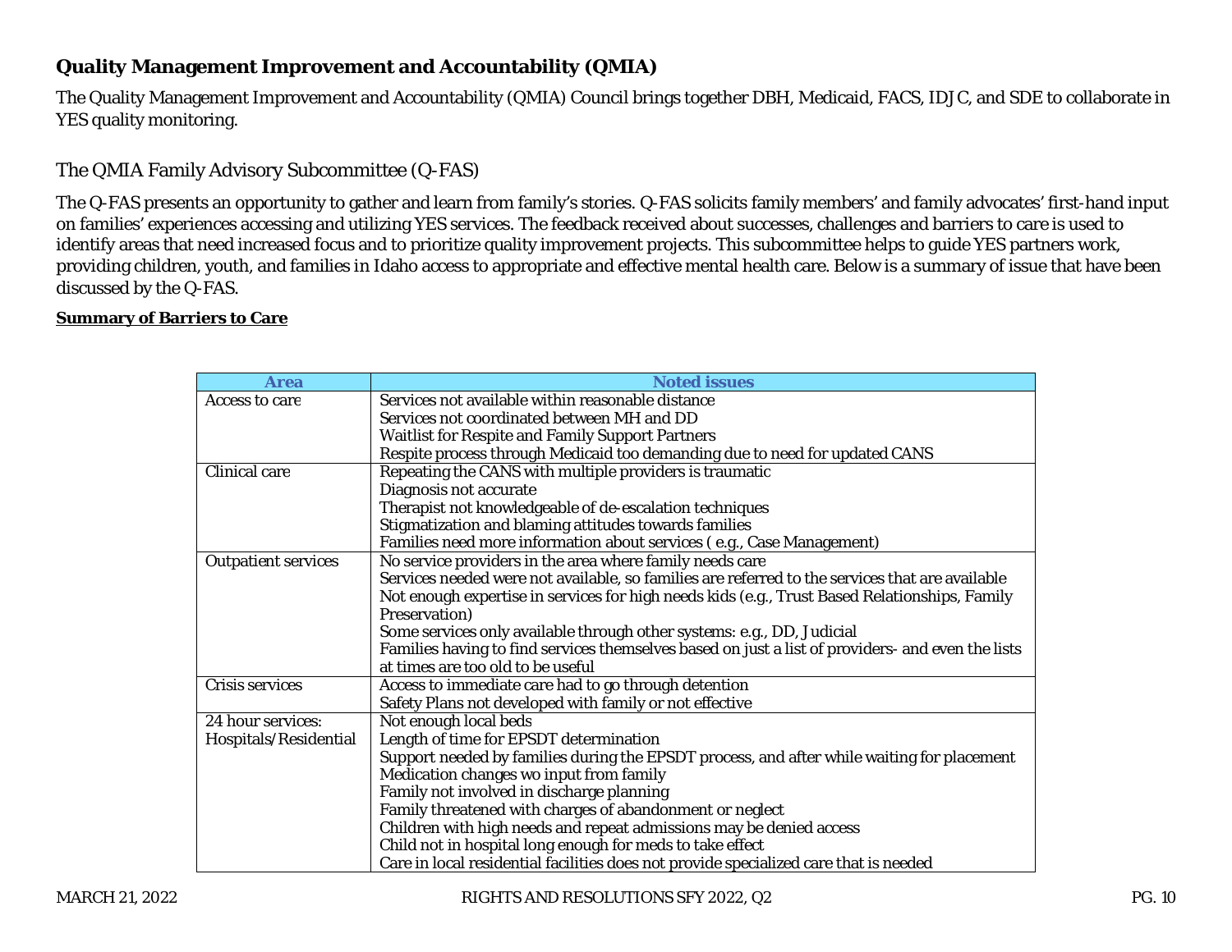## Quality Management Improvement and Accountability (QMIA)

The Quality Management Improvement and Accountability (QMIA) Council brings together DBH, Medicaid, FACS, IDJC, and SDE to collaborate in YES quality monitoring.

### The QMIA Family Advisory Subcommittee (Q-FAS)

The Q-FAS presents an opportunity to gather and learn from family's stories. Q-FAS solicits family members' and family advocates' first-hand input on families' experiences accessing and utilizing YES services. The feedback received about successes, challenges and barriers to care is used to identify areas that need increased focus and to prioritize quality improvement projects. This subcommittee helps to guide YES partners work, providing children, youth, and families in Idaho access to appropriate and effective mental health care. Below is a summary of issue that have been discussed by the Q-FAS.

**Summary of Barriers to Care**

| Area | Noted issues |
| --- | --- |
| Access to care | Services not available within reasonable distance<br>Services not coordinated between MH and DD<br>Waitlist for Respite and Family Support Partners<br>Respite process through Medicaid too demanding due to need for updated CANS |
| Clinical care | Repeating the CANS with multiple providers is traumatic<br>Diagnosis not accurate<br>Therapist not knowledgeable of de-escalation techniques<br>Stigmatization and blaming attitudes towards families<br>Families need more information about services ( e.g., Case Management) |
| Outpatient services | No service providers in the area where family needs care<br>Services needed were not available, so families are referred to the services that are available<br>Not enough expertise in services for high needs kids (e.g., Trust Based Relationships, Family Preservation)<br>Some services only available through other systems: e.g., DD, Judicial<br>Families having to find services themselves based on just a list of providers- and even the lists at times are too old to be useful |
| Crisis services | Access to immediate care had to go through detention<br>Safety Plans not developed with family or not effective |
| 24 hour services: Hospitals/Residential | Not enough local beds<br>Length of time for EPSDT determination<br>Support needed by families during the EPSDT process, and after while waiting for placement<br>Medication changes wo input from family<br>Family not involved in discharge planning<br>Family threatened with charges of abandonment or neglect<br>Children with high needs and repeat admissions may be denied access<br>Child not in hospital long enough for meds to take effect<br>Care in local residential facilities does not provide specialized care that is needed |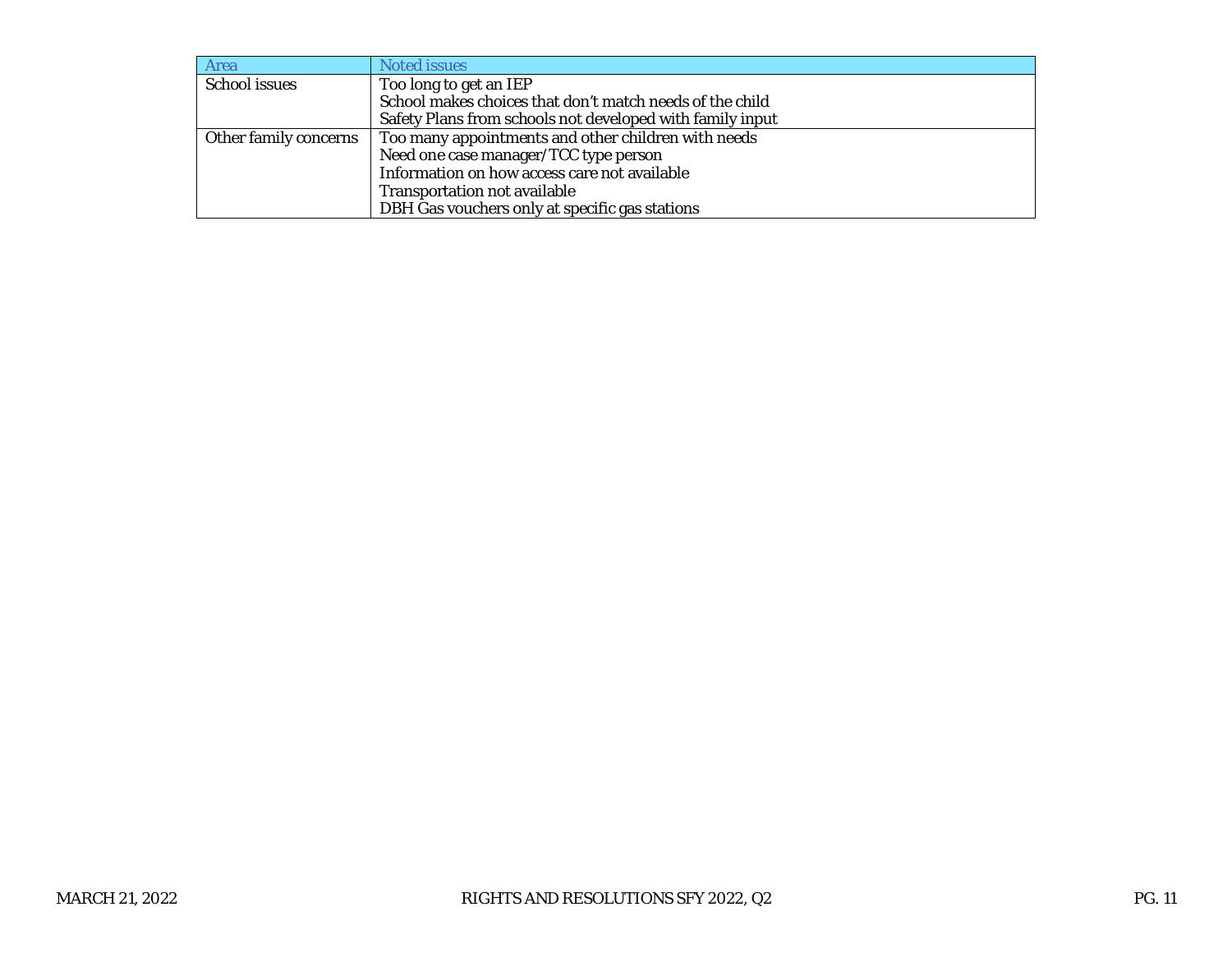| Area | Noted issues |
|---|---|
| School issues | Too long to get an IEP<br>School makes choices that don't match needs of the child<br>Safety Plans from schools not developed with family input |
| Other family concerns | Too many appointments and other children with needs<br>Need one case manager/TCC type person<br>Information on how access care not available<br>Transportation not available<br>DBH Gas vouchers only at specific gas stations |